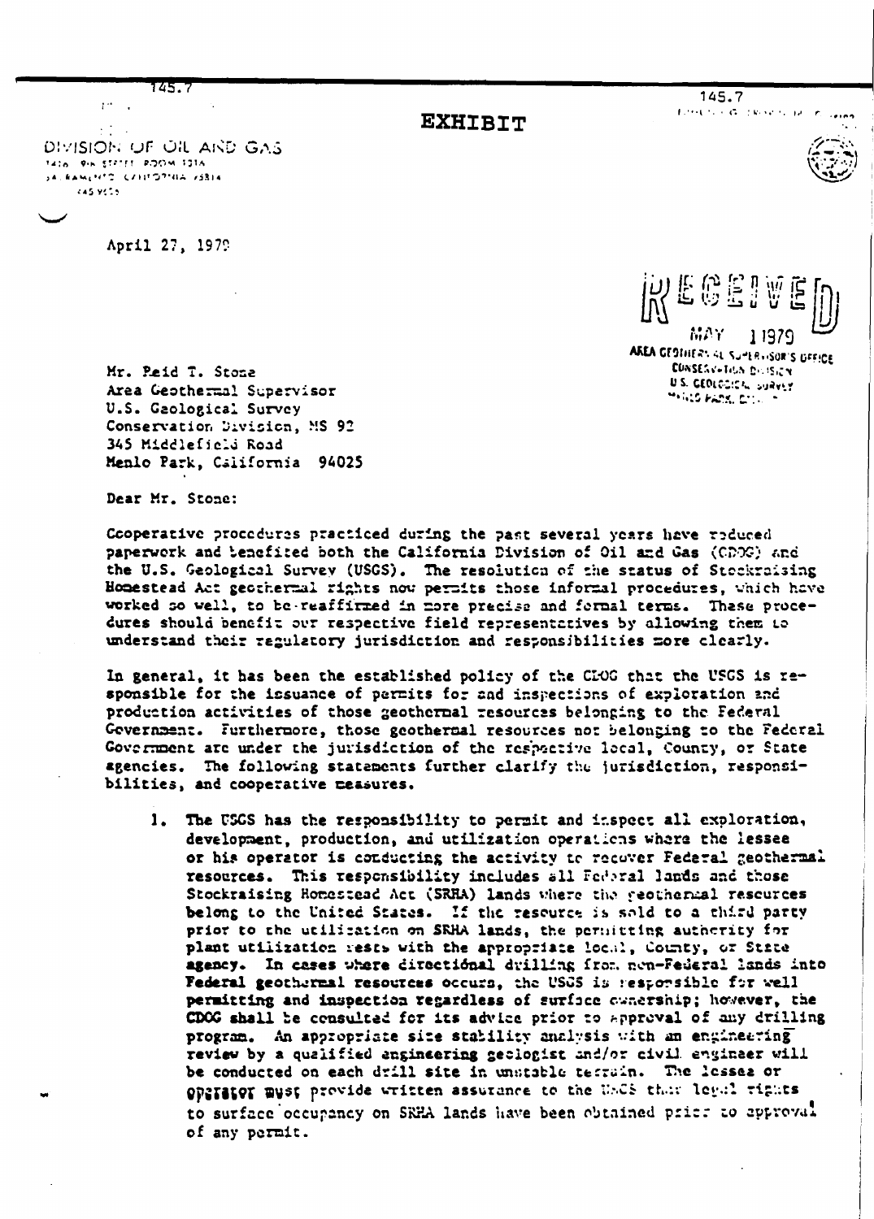# EXHIBIT

DIVISION OF OIL AND GAS
1416 9th STREET, ROOM 1316
SACRAMENTO, CALIFORNIA 95814
445-9686

April 27, 1979

RECEIVED
MAY 1 1979
AREA GEOTHERMAL SUPERVISOR'S OFFICE
CONSERVATION DIVISION
U.S. GEOLOGICAL SURVEY
MENLO PARK, CALIF.

Mr. Reid T. Stone
Area Geothermal Supervisor
U.S. Geological Survey
Conservation Division, MS 92
345 Middlefield Road
Menlo Park, California 94025

Dear Mr. Stone:

Cooperative procedures practiced during the past several years have reduced paperwork and benefited both the California Division of Oil and Gas (CDOG) and the U.S. Geological Survey (USGS). The resolution of the status of Stockraising Homestead Act geothermal rights now permits those informal procedures, which have worked so well, to be reaffirmed in more precise and formal terms. These procedures should benefit our respective field representatives by allowing them to understand their regulatory jurisdiction and responsibilities more clearly.

In general, it has been the established policy of the CDOG that the USGS is responsible for the issuance of permits for and inspections of exploration and production activities of those geothermal resources belonging to the Federal Government. Furthermore, those geothermal resources not belonging to the Federal Government are under the jurisdiction of the respective local, County, or State agencies. The following statements further clarify the jurisdiction, responsibilities, and cooperative measures.

1. The USGS has the responsibility to permit and inspect all exploration, development, production, and utilization operations where the lessee or his operator is conducting the activity to recover Federal geothermal resources. This responsibility includes all Federal lands and those Stockraising Homestead Act (SRHA) lands where the geothermal resources belong to the United States. If the resource is sold to a third party prior to the utilization on SRHA lands, the permitting authority for plant utilization rests with the appropriate local, County, or State agency. In cases where directional drilling from non-Federal lands into Federal geothermal resources occurs, the USGS is responsible for well permitting and inspection regardless of surface ownership; however, the CDOG shall be consulted for its advice prior to approval of any drilling program. An appropriate site stability analysis with an engineering review by a qualified engineering geologist and/or civil engineer will be conducted on each drill site in unstable terrain. The lessee or operator must provide written assurance to the USGS that legal rights to surface occupancy on SRHA lands have been obtained prior to approval of any permit.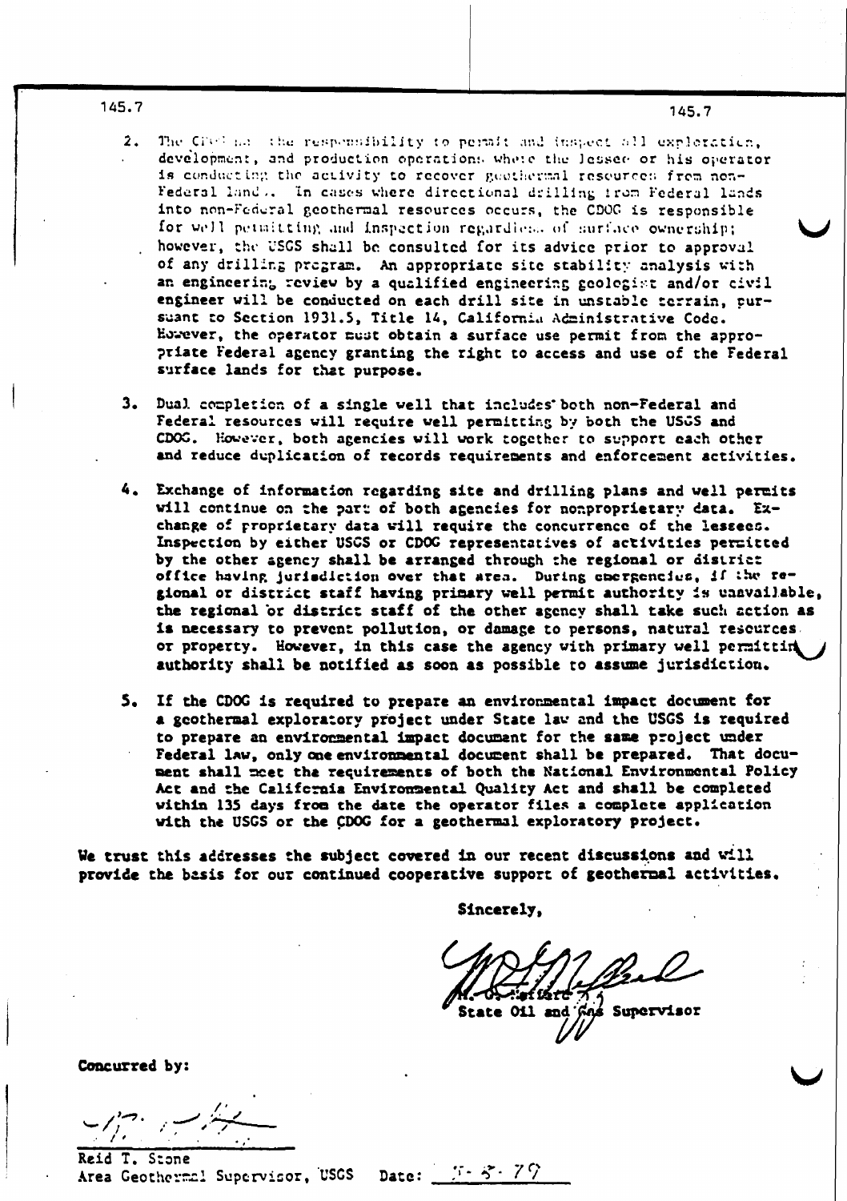2. The CDOG has the responsibility to permit and inspect all exploration, development, and production operations where the lessee or his operator is conducting the activity to recover geothermal resources from non-Federal lands. In cases where directional drilling from Federal lands into non-Federal geothermal resources occurs, the CDOG is responsible for well permitting and inspection regardless of surface ownership; however, the USGS shall be consulted for its advice prior to approval of any drilling program. An appropriate site stability analysis with an engineering review by a qualified engineering geologist and/or civil engineer will be conducted on each drill site in unstable terrain, pursuant to Section 1931.5, Title 14, California Administrative Code. However, the operator must obtain a surface use permit from the appropriate Federal agency granting the right to access and use of the Federal surface lands for that purpose.

3. Dual completion of a single well that includes both non-Federal and Federal resources will require well permitting by both the USGS and CDOG. However, both agencies will work together to support each other and reduce duplication of records requirements and enforcement activities.

4. Exchange of information regarding site and drilling plans and well permits will continue on the part of both agencies for nonproprietary data. Exchange of proprietary data will require the concurrence of the lessees. Inspection by either USGS or CDOG representatives of activities permitted by the other agency shall be arranged through the regional or district office having jurisdiction over that area. During emergencies, if the regional or district staff having primary well permit authority is unavailable, the regional or district staff of the other agency shall take such action as is necessary to prevent pollution, or damage to persons, natural resources or property. However, in this case the agency with primary well permitting authority shall be notified as soon as possible to assume jurisdiction.

5. If the CDOG is required to prepare an environmental impact document for a geothermal exploratory project under State law and the USGS is required to prepare an environmental impact document for the same project under Federal law, only one environmental document shall be prepared. That document shall meet the requirements of both the National Environmental Policy Act and the California Environmental Quality Act and shall be completed within 135 days from the date the operator files a complete application with the USGS or the CDOG for a geothermal exploratory project.

We trust this addresses the subject covered in our recent discussions and will provide the basis for our continued cooperative support of geothermal activities.

Sincerely,

M. G. Mefferd
State Oil and Gas Supervisor

Concurred by:

Reid T. Stone
Area Geothermal Supervisor, USGS Date: 5-8-79